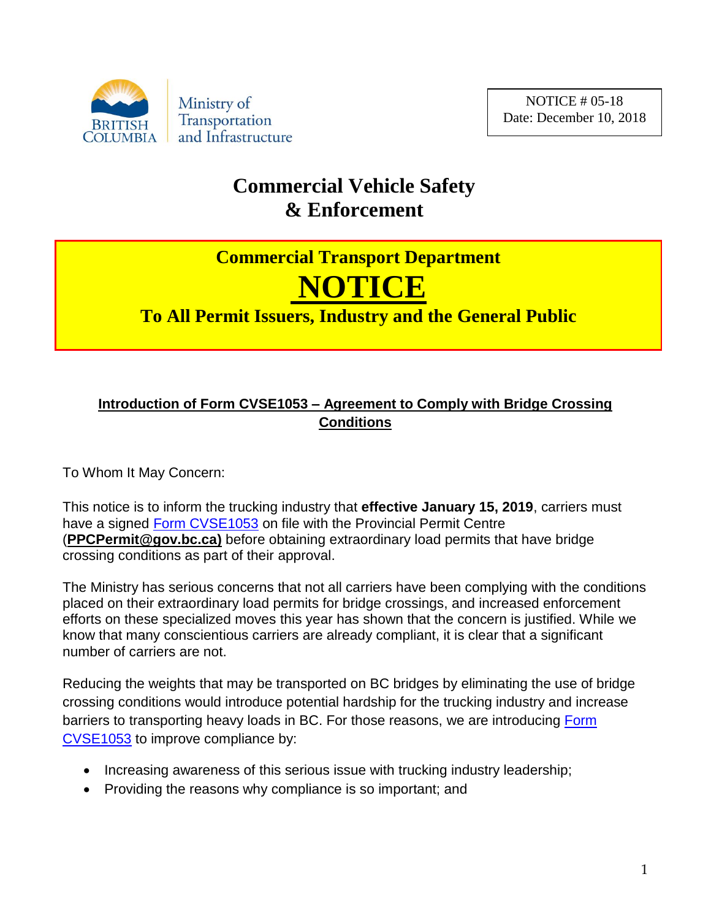Ministry of Transportation and Infrastructure

NOTICE # 05-18
Date: December 10, 2018

# Commercial Vehicle Safety & Enforcement

## Commercial Transport Department

# NOTICE

## To All Permit Issuers, Industry and the General Public

**Introduction of Form CVSE1053 – Agreement to Comply with Bridge Crossing Conditions**

To Whom It May Concern:

This notice is to inform the trucking industry that **effective January 15, 2019**, carriers must have a signed Form CVSE1053 on file with the Provincial Permit Centre (**PPCPermit@gov.bc.ca)** before obtaining extraordinary load permits that have bridge crossing conditions as part of their approval.

The Ministry has serious concerns that not all carriers have been complying with the conditions placed on their extraordinary load permits for bridge crossings, and increased enforcement efforts on these specialized moves this year has shown that the concern is justified. While we know that many conscientious carriers are already compliant, it is clear that a significant number of carriers are not.

Reducing the weights that may be transported on BC bridges by eliminating the use of bridge crossing conditions would introduce potential hardship for the trucking industry and increase barriers to transporting heavy loads in BC. For those reasons, we are introducing Form CVSE1053 to improve compliance by:

- Increasing awareness of this serious issue with trucking industry leadership;
- Providing the reasons why compliance is so important; and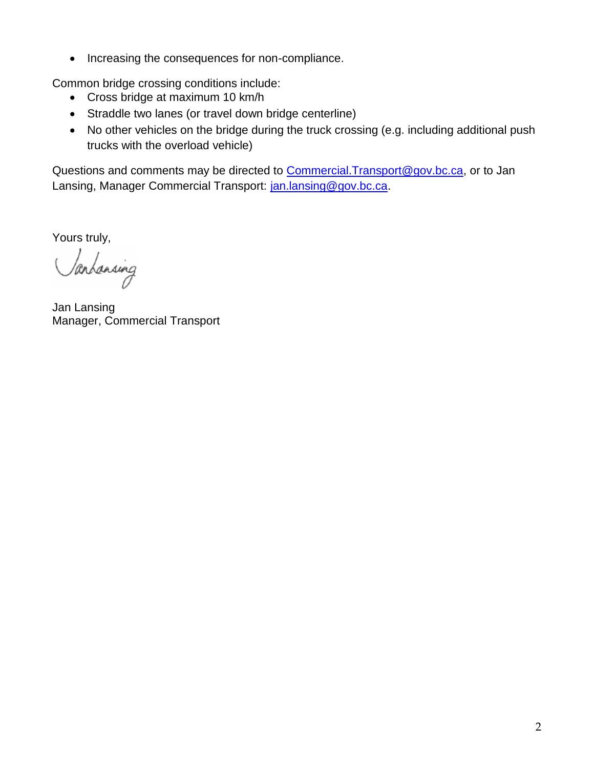- Increasing the consequences for non-compliance.

Common bridge crossing conditions include:

- Cross bridge at maximum 10 km/h
- Straddle two lanes (or travel down bridge centerline)
- No other vehicles on the bridge during the truck crossing (e.g. including additional push trucks with the overload vehicle)

Questions and comments may be directed to Commercial.Transport@gov.bc.ca, or to Jan Lansing, Manager Commercial Transport: jan.lansing@gov.bc.ca.

Yours truly,

Jan Lansing
Manager, Commercial Transport